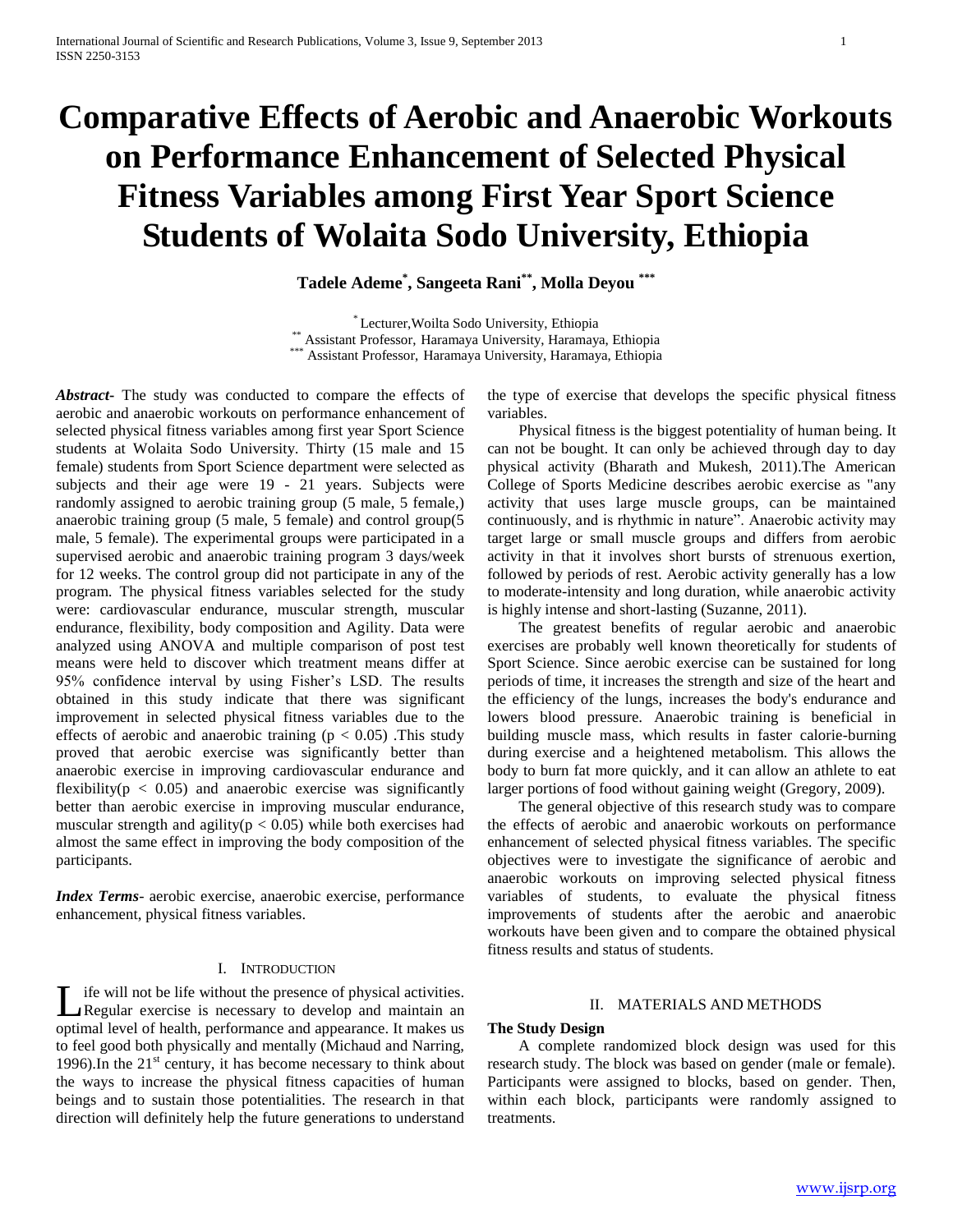# Comparative Effects of Aerobic and Anaerobic Workouts on Performance Enhancement of Selected Physical Fitness Variables among First Year Sport Science Students of Wolaita Sodo University, Ethiopia

**Tadele Ademe[*], Sangeeta Rani[**], Molla Deyou[***]**

[*] Lecturer,Woilta Sodo University, Ethiopia
[**] Assistant Professor, Haramaya University, Haramaya, Ethiopia
[***] Assistant Professor, Haramaya University, Haramaya, Ethiopia

***Abstract*-** The study was conducted to compare the effects of aerobic and anaerobic workouts on performance enhancement of selected physical fitness variables among first year Sport Science students at Wolaita Sodo University. Thirty (15 male and 15 female) students from Sport Science department were selected as subjects and their age were 19 - 21 years. Subjects were randomly assigned to aerobic training group (5 male, 5 female,) anaerobic training group (5 male, 5 female) and control group(5 male, 5 female). The experimental groups were participated in a supervised aerobic and anaerobic training program 3 days/week for 12 weeks. The control group did not participate in any of the program. The physical fitness variables selected for the study were: cardiovascular endurance, muscular strength, muscular endurance, flexibility, body composition and Agility. Data were analyzed using ANOVA and multiple comparison of post test means were held to discover which treatment means differ at 95% confidence interval by using Fisher's LSD. The results obtained in this study indicate that there was significant improvement in selected physical fitness variables due to the effects of aerobic and anaerobic training ($p < 0.05$) .This study proved that aerobic exercise was significantly better than anaerobic exercise in improving cardiovascular endurance and flexibility($p < 0.05$) and anaerobic exercise was significantly better than aerobic exercise in improving muscular endurance, muscular strength and agility($p < 0.05$) while both exercises had almost the same effect in improving the body composition of the participants.

***Index Terms*-** aerobic exercise, anaerobic exercise, performance enhancement, physical fitness variables.

## I. Introduction

Life will not be life without the presence of physical activities. Regular exercise is necessary to develop and maintain an optimal level of health, performance and appearance. It makes us to feel good both physically and mentally (Michaud and Narring, 1996).In the 21st century, it has become necessary to think about the ways to increase the physical fitness capacities of human beings and to sustain those potentialities. The research in that direction will definitely help the future generations to understand the type of exercise that develops the specific physical fitness variables.

Physical fitness is the biggest potentiality of human being. It can not be bought. It can only be achieved through day to day physical activity (Bharath and Mukesh, 2011).The American College of Sports Medicine describes aerobic exercise as "any activity that uses large muscle groups, can be maintained continuously, and is rhythmic in nature". Anaerobic activity may target large or small muscle groups and differs from aerobic activity in that it involves short bursts of strenuous exertion, followed by periods of rest. Aerobic activity generally has a low to moderate-intensity and long duration, while anaerobic activity is highly intense and short-lasting (Suzanne, 2011).

The greatest benefits of regular aerobic and anaerobic exercises are probably well known theoretically for students of Sport Science. Since aerobic exercise can be sustained for long periods of time, it increases the strength and size of the heart and the efficiency of the lungs, increases the body's endurance and lowers blood pressure. Anaerobic training is beneficial in building muscle mass, which results in faster calorie-burning during exercise and a heightened metabolism. This allows the body to burn fat more quickly, and it can allow an athlete to eat larger portions of food without gaining weight (Gregory, 2009).

The general objective of this research study was to compare the effects of aerobic and anaerobic workouts on performance enhancement of selected physical fitness variables. The specific objectives were to investigate the significance of aerobic and anaerobic workouts on improving selected physical fitness variables of students, to evaluate the physical fitness improvements of students after the aerobic and anaerobic workouts have been given and to compare the obtained physical fitness results and status of students.

## II. Materials and Methods

### The Study Design

A complete randomized block design was used for this research study. The block was based on gender (male or female). Participants were assigned to blocks, based on gender. Then, within each block, participants were randomly assigned to treatments.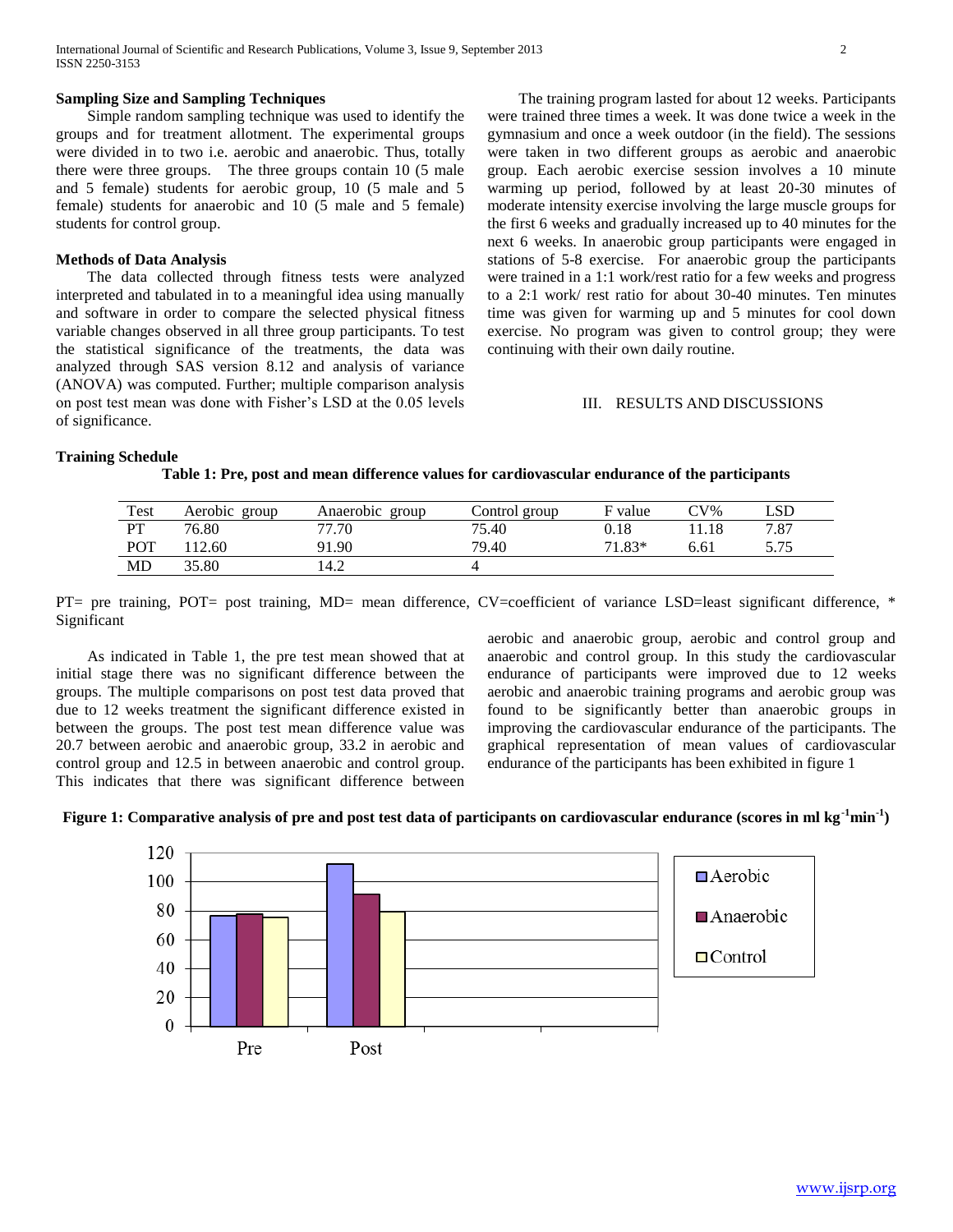**Sampling Size and Sampling Techniques**

Simple random sampling technique was used to identify the groups and for treatment allotment. The experimental groups were divided in to two i.e. aerobic and anaerobic. Thus, totally there were three groups. The three groups contain 10 (5 male and 5 female) students for aerobic group, 10 (5 male and 5 female) students for anaerobic and 10 (5 male and 5 female) students for control group.

**Methods of Data Analysis**

The data collected through fitness tests were analyzed interpreted and tabulated in to a meaningful idea using manually and software in order to compare the selected physical fitness variable changes observed in all three group participants. To test the statistical significance of the treatments, the data was analyzed through SAS version 8.12 and analysis of variance (ANOVA) was computed. Further; multiple comparison analysis on post test mean was done with Fisher's LSD at the 0.05 levels of significance.

**Training Schedule**

The training program lasted for about 12 weeks. Participants were trained three times a week. It was done twice a week in the gymnasium and once a week outdoor (in the field). The sessions were taken in two different groups as aerobic and anaerobic group. Each aerobic exercise session involves a 10 minute warming up period, followed by at least 20-30 minutes of moderate intensity exercise involving the large muscle groups for the first 6 weeks and gradually increased up to 40 minutes for the next 6 weeks. In anaerobic group participants were engaged in stations of 5-8 exercise. For anaerobic group the participants were trained in a 1:1 work/rest ratio for a few weeks and progress to a 2:1 work/ rest ratio for about 30-40 minutes. Ten minutes time was given for warming up and 5 minutes for cool down exercise. No program was given to control group; they were continuing with their own daily routine.

## III. RESULTS AND DISCUSSIONS

**Table 1: Pre, post and mean difference values for cardiovascular endurance of the participants**

| Test | Aerobic group | Anaerobic group | Control group | F value | CV% | LSD |
|---|---|---|---|---|---|---|
| PT | 76.80 | 77.70 | 75.40 | 0.18 | 11.18 | 7.87 |
| POT | 112.60 | 91.90 | 79.40 | 71.83* | 6.61 | 5.75 |
| MD | 35.80 | 14.2 | 4 | | | |

PT= pre training, POT= post training, MD= mean difference, CV=coefficient of variance LSD=least significant difference, * Significant

As indicated in Table 1, the pre test mean showed that at initial stage there was no significant difference between the groups. The multiple comparisons on post test data proved that due to 12 weeks treatment the significant difference existed in between the groups. The post test mean difference value was 20.7 between aerobic and anaerobic group, 33.2 in aerobic and control group and 12.5 in between anaerobic and control group. This indicates that there was significant difference between aerobic and anaerobic group, aerobic and control group and anaerobic and control group. In this study the cardiovascular endurance of participants were improved due to 12 weeks aerobic and anaerobic training programs and aerobic group was found to be significantly better than anaerobic groups in improving the cardiovascular endurance of the participants. The graphical representation of mean values of cardiovascular endurance of the participants has been exhibited in figure 1

**Figure 1: Comparative analysis of pre and post test data of participants on cardiovascular endurance (scores in ml $kg^{-1}min^{-1}$)**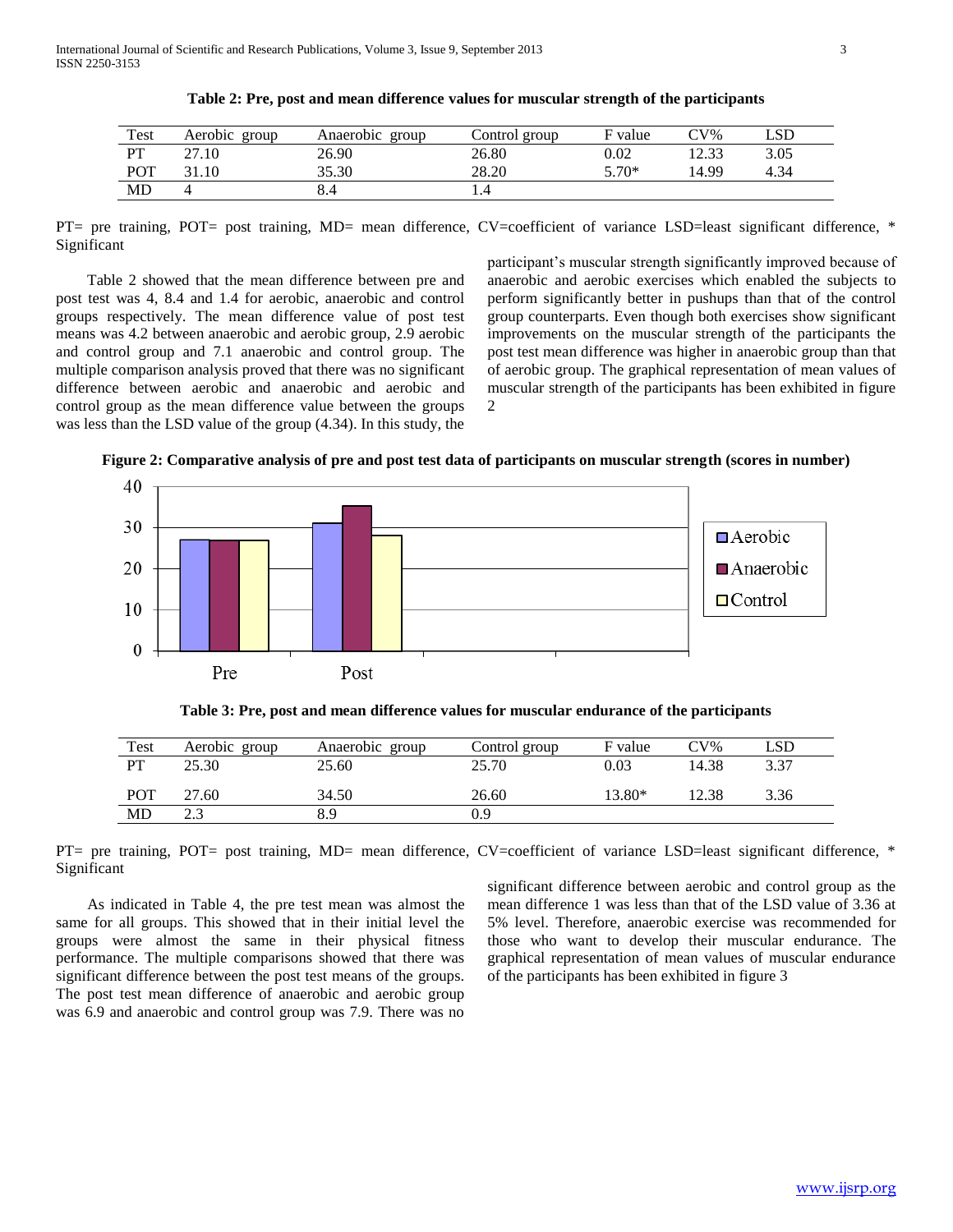**Table 2: Pre, post and mean difference values for muscular strength of the participants**

| Test | Aerobic group | Anaerobic group | Control group | F value | CV% | LSD |
|---|---|---|---|---|---|---|
| PT | 27.10 | 26.90 | 26.80 | 0.02 | 12.33 | 3.05 |
| POT | 31.10 | 35.30 | 28.20 | 5.70* | 14.99 | 4.34 |
| MD | 4 | 8.4 | 1.4 | | | |

PT= pre training, POT= post training, MD= mean difference, CV=coefficient of variance LSD=least significant difference, * Significant

Table 2 showed that the mean difference between pre and post test was 4, 8.4 and 1.4 for aerobic, anaerobic and control groups respectively. The mean difference value of post test means was 4.2 between anaerobic and aerobic group, 2.9 aerobic and control group and 7.1 anaerobic and control group. The multiple comparison analysis proved that there was no significant difference between aerobic and anaerobic and aerobic and control group as the mean difference value between the groups was less than the LSD value of the group (4.34). In this study, the participant's muscular strength significantly improved because of anaerobic and aerobic exercises which enabled the subjects to perform significantly better in pushups than that of the control group counterparts. Even though both exercises show significant improvements on the muscular strength of the participants the post test mean difference was higher in anaerobic group than that of aerobic group. The graphical representation of mean values of muscular strength of the participants has been exhibited in figure 2

**Figure 2: Comparative analysis of pre and post test data of participants on muscular strength (scores in number)**

**Table 3: Pre, post and mean difference values for muscular endurance of the participants**

| Test | Aerobic group | Anaerobic group | Control group | F value | CV% | LSD |
|---|---|---|---|---|---|---|
| PT | 25.30 | 25.60 | 25.70 | 0.03 | 14.38 | 3.37 |
| POT | 27.60 | 34.50 | 26.60 | 13.80* | 12.38 | 3.36 |
| MD | 2.3 | 8.9 | 0.9 | | | |

PT= pre training, POT= post training, MD= mean difference, CV=coefficient of variance LSD=least significant difference, * Significant

As indicated in Table 4, the pre test mean was almost the same for all groups. This showed that in their initial level the groups were almost the same in their physical fitness performance. The multiple comparisons showed that there was significant difference between the post test means of the groups. The post test mean difference of anaerobic and aerobic group was 6.9 and anaerobic and control group was 7.9. There was no significant difference between aerobic and control group as the mean difference 1 was less than that of the LSD value of 3.36 at 5% level. Therefore, anaerobic exercise was recommended for those who want to develop their muscular endurance. The graphical representation of mean values of muscular endurance of the participants has been exhibited in figure 3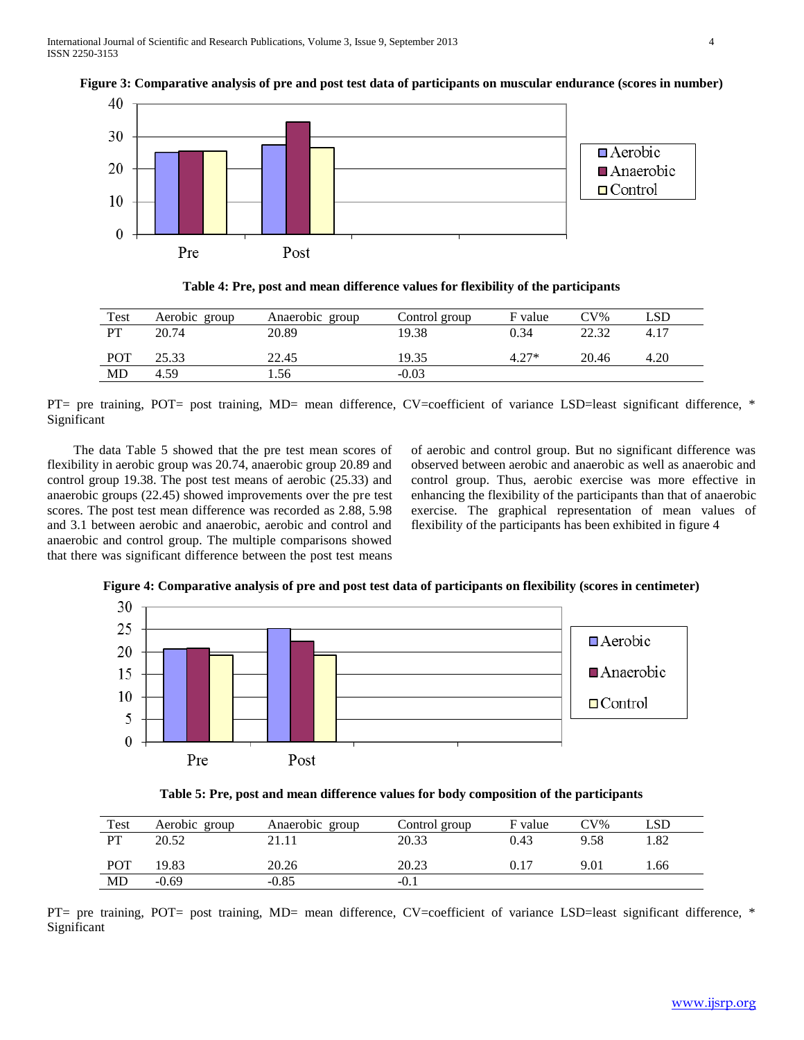**Figure 3: Comparative analysis of pre and post test data of participants on muscular endurance (scores in number)**

**Table 4: Pre, post and mean difference values for flexibility of the participants**

| Test | Aerobic group | Anaerobic group | Control group | F value | CV% | LSD |
|---|---|---|---|---|---|---|
| PT | 20.74 | 20.89 | 19.38 | 0.34 | 22.32 | 4.17 |
| POT | 25.33 | 22.45 | 19.35 | 4.27* | 20.46 | 4.20 |
| MD | 4.59 | 1.56 | -0.03 | | | |

PT= pre training, POT= post training, MD= mean difference, CV=coefficient of variance LSD=least significant difference, * Significant

The data Table 5 showed that the pre test mean scores of flexibility in aerobic group was 20.74, anaerobic group 20.89 and control group 19.38. The post test means of aerobic (25.33) and anaerobic groups (22.45) showed improvements over the pre test scores. The post test mean difference was recorded as 2.88, 5.98 and 3.1 between aerobic and anaerobic, aerobic and control and anaerobic and control group. The multiple comparisons showed that there was significant difference between the post test means of aerobic and control group. But no significant difference was observed between aerobic and anaerobic as well as anaerobic and control group. Thus, aerobic exercise was more effective in enhancing the flexibility of the participants than that of anaerobic exercise. The graphical representation of mean values of flexibility of the participants has been exhibited in figure 4

**Figure 4: Comparative analysis of pre and post test data of participants on flexibility (scores in centimeter)**

**Table 5: Pre, post and mean difference values for body composition of the participants**

| Test | Aerobic group | Anaerobic group | Control group | F value | CV% | LSD |
|---|---|---|---|---|---|---|
| PT | 20.52 | 21.11 | 20.33 | 0.43 | 9.58 | 1.82 |
| POT | 19.83 | 20.26 | 20.23 | 0.17 | 9.01 | 1.66 |
| MD | -0.69 | -0.85 | -0.1 | | | |

PT= pre training, POT= post training, MD= mean difference, CV=coefficient of variance LSD=least significant difference, * Significant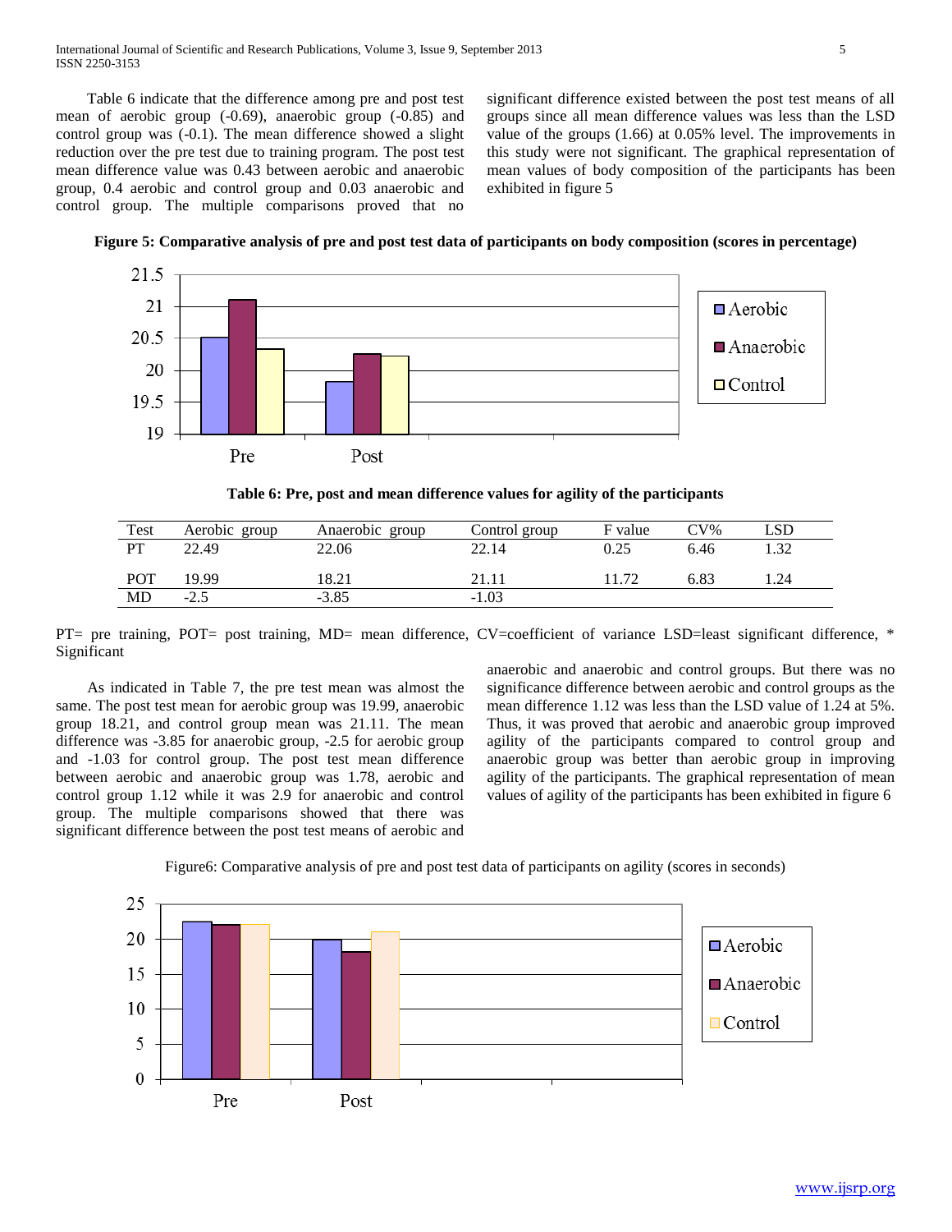Table 6 indicate that the difference among pre and post test mean of aerobic group (-0.69), anaerobic group (-0.85) and control group was (-0.1). The mean difference showed a slight reduction over the pre test due to training program. The post test mean difference value was 0.43 between aerobic and anaerobic group, 0.4 aerobic and control group and 0.03 anaerobic and control group. The multiple comparisons proved that no significant difference existed between the post test means of all groups since all mean difference values was less than the LSD value of the groups (1.66) at 0.05% level. The improvements in this study were not significant. The graphical representation of mean values of body composition of the participants has been exhibited in figure 5

**Figure 5: Comparative analysis of pre and post test data of participants on body composition (scores in percentage)**

**Table 6: Pre, post and mean difference values for agility of the participants**

| Test | Aerobic group | Anaerobic group | Control group | F value | CV% | LSD |
|---|---|---|---|---|---|---|
| PT | 22.49 | 22.06 | 22.14 | 0.25 | 6.46 | 1.32 |
| POT | 19.99 | 18.21 | 21.11 | 11.72 | 6.83 | 1.24 |
| MD | -2.5 | -3.85 | -1.03 | | | |

PT= pre training, POT= post training, MD= mean difference, CV=coefficient of variance LSD=least significant difference, * Significant

As indicated in Table 7, the pre test mean was almost the same. The post test mean for aerobic group was 19.99, anaerobic group 18.21, and control group mean was 21.11. The mean difference was -3.85 for anaerobic group, -2.5 for aerobic group and -1.03 for control group. The post test mean difference between aerobic and anaerobic group was 1.78, aerobic and control group 1.12 while it was 2.9 for anaerobic and control group. The multiple comparisons showed that there was significant difference between the post test means of aerobic and anaerobic and anaerobic and control groups. But there was no significance difference between aerobic and control groups as the mean difference 1.12 was less than the LSD value of 1.24 at 5%. Thus, it was proved that aerobic and anaerobic group improved agility of the participants compared to control group and anaerobic group was better than aerobic group in improving agility of the participants. The graphical representation of mean values of agility of the participants has been exhibited in figure 6

Figure6: Comparative analysis of pre and post test data of participants on agility (scores in seconds)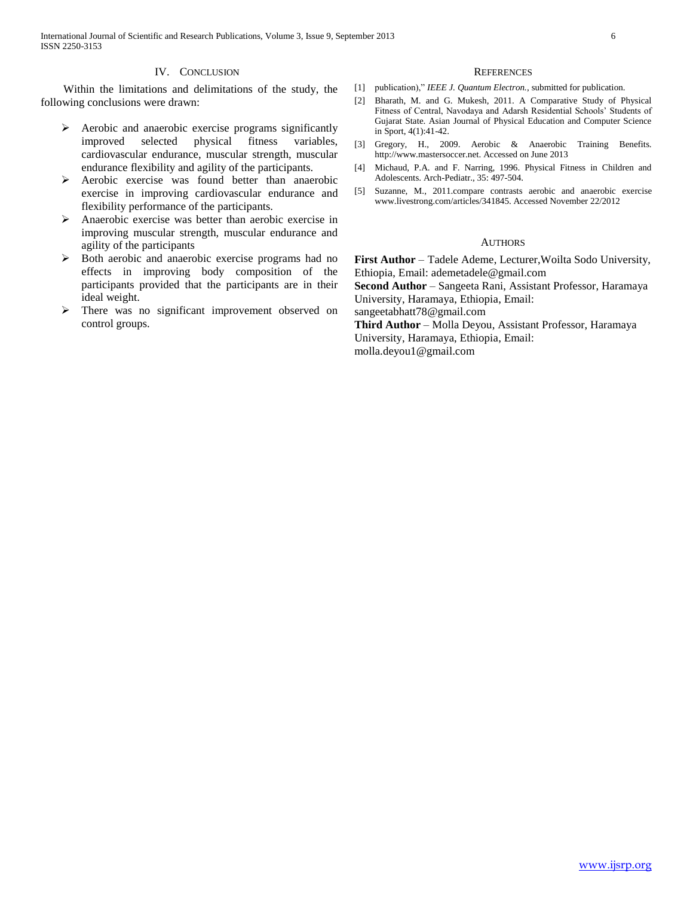## IV. CONCLUSION

Within the limitations and delimitations of the study, the following conclusions were drawn:

- Aerobic and anaerobic exercise programs significantly improved selected physical fitness variables, cardiovascular endurance, muscular strength, muscular endurance flexibility and agility of the participants.
- Aerobic exercise was found better than anaerobic exercise in improving cardiovascular endurance and flexibility performance of the participants.
- Anaerobic exercise was better than aerobic exercise in improving muscular strength, muscular endurance and agility of the participants
- Both aerobic and anaerobic exercise programs had no effects in improving body composition of the participants provided that the participants are in their ideal weight.
- There was no significant improvement observed on control groups.

## REFERENCES

[1] publication)," *IEEE J. Quantum Electron.*, submitted for publication.

[2] Bharath, M. and G. Mukesh, 2011. A Comparative Study of Physical Fitness of Central, Navodaya and Adarsh Residential Schools' Students of Gujarat State. Asian Journal of Physical Education and Computer Science in Sport, 4(1):41-42.

[3] Gregory, H., 2009. Aerobic & Anaerobic Training Benefits. http://www.mastersoccer.net. Accessed on June 2013

[4] Michaud, P.A. and F. Narring, 1996. Physical Fitness in Children and Adolescents. Arch-Pediatr., 35: 497-504.

[5] Suzanne, M., 2011.compare contrasts aerobic and anaerobic exercise www.livestrong.com/articles/341845. Accessed November 22/2012

## AUTHORS

**First Author** – Tadele Ademe, Lecturer,Woilta Sodo University, Ethiopia, Email: ademetadele@gmail.com

**Second Author** – Sangeeta Rani, Assistant Professor, Haramaya University, Haramaya, Ethiopia, Email: sangeetabhatt78@gmail.com

**Third Author** – Molla Deyou, Assistant Professor, Haramaya University, Haramaya, Ethiopia, Email: molla.deyou1@gmail.com